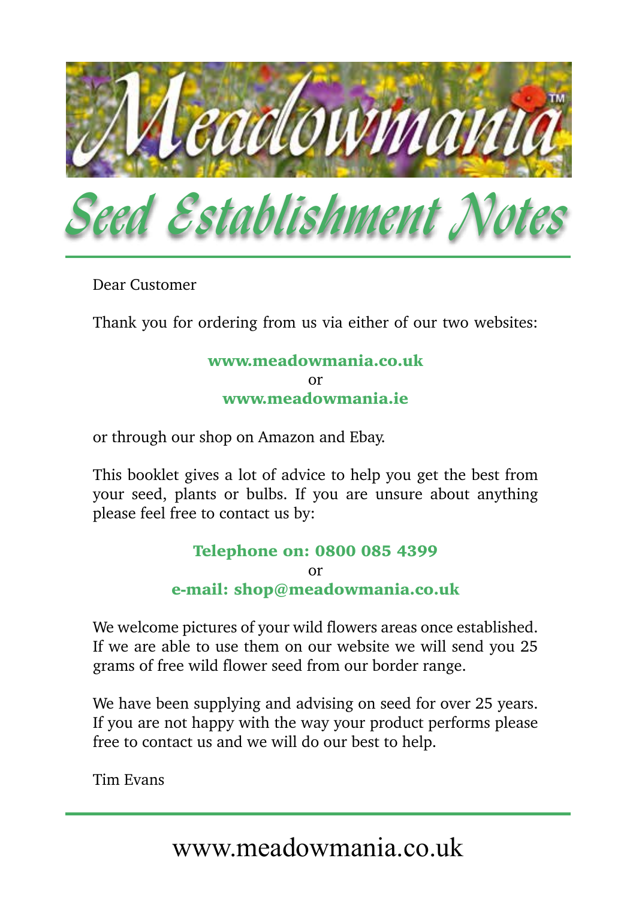# Meadowmania™

# Seed Establishment Notes

Dear Customer

Thank you for ordering from us via either of our two websites:

**www.meadowmania.co.uk**
or
**www.meadowmania.ie**

or through our shop on Amazon and Ebay.

This booklet gives a lot of advice to help you get the best from your seed, plants or bulbs. If you are unsure about anything please feel free to contact us by:

**Telephone on: 0800 085 4399**
or
**e-mail: shop@meadowmania.co.uk**

We welcome pictures of your wild flowers areas once established. If we are able to use them on our website we will send you 25 grams of free wild flower seed from our border range.

We have been supplying and advising on seed for over 25 years. If you are not happy with the way your product performs please free to contact us and we will do our best to help.

Tim Evans

www.meadowmania.co.uk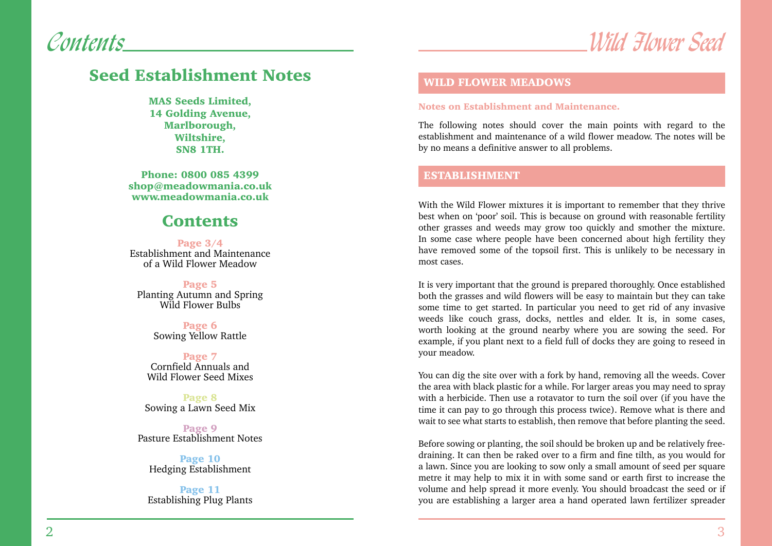# Contents

## Seed Establishment Notes

**MAS Seeds Limited,**
**14 Golding Avenue,**
**Marlborough,**
**Wiltshire,**
**SN8 1TH.**

**Phone: 0800 085 4399**
**shop@meadowmania.co.uk**
**www.meadowmania.co.uk**

## Contents

**Page 3/4**
Establishment and Maintenance of a Wild Flower Meadow

**Page 5**
Planting Autumn and Spring Wild Flower Bulbs

**Page 6**
Sowing Yellow Rattle

**Page 7**
Cornfield Annuals and Wild Flower Seed Mixes

**Page 8**
Sowing a Lawn Seed Mix

**Page 9**
Pasture Establishment Notes

**Page 10**
Hedging Establishment

**Page 11**
Establishing Plug Plants

# Wild Flower Seed

## WILD FLOWER MEADOWS

**Notes on Establishment and Maintenance.**

The following notes should cover the main points with regard to the establishment and maintenance of a wild flower meadow. The notes will be by no means a definitive answer to all problems.

## ESTABLISHMENT

With the Wild Flower mixtures it is important to remember that they thrive best when on 'poor' soil. This is because on ground with reasonable fertility other grasses and weeds may grow too quickly and smother the mixture. In some case where people have been concerned about high fertility they have removed some of the topsoil first. This is unlikely to be necessary in most cases.

It is very important that the ground is prepared thoroughly. Once established both the grasses and wild flowers will be easy to maintain but they can take some time to get started. In particular you need to get rid of any invasive weeds like couch grass, docks, nettles and elder. It is, in some cases, worth looking at the ground nearby where you are sowing the seed. For example, if you plant next to a field full of docks they are going to reseed in your meadow.

You can dig the site over with a fork by hand, removing all the weeds. Cover the area with black plastic for a while. For larger areas you may need to spray with a herbicide. Then use a rotavator to turn the soil over (if you have the time it can pay to go through this process twice). Remove what is there and wait to see what starts to establish, then remove that before planting the seed.

Before sowing or planting, the soil should be broken up and be relatively free-draining. It can then be raked over to a firm and fine tilth, as you would for a lawn. Since you are looking to sow only a small amount of seed per square metre it may help to mix it in with some sand or earth first to increase the volume and help spread it more evenly. You should broadcast the seed or if you are establishing a larger area a hand operated lawn fertilizer spreader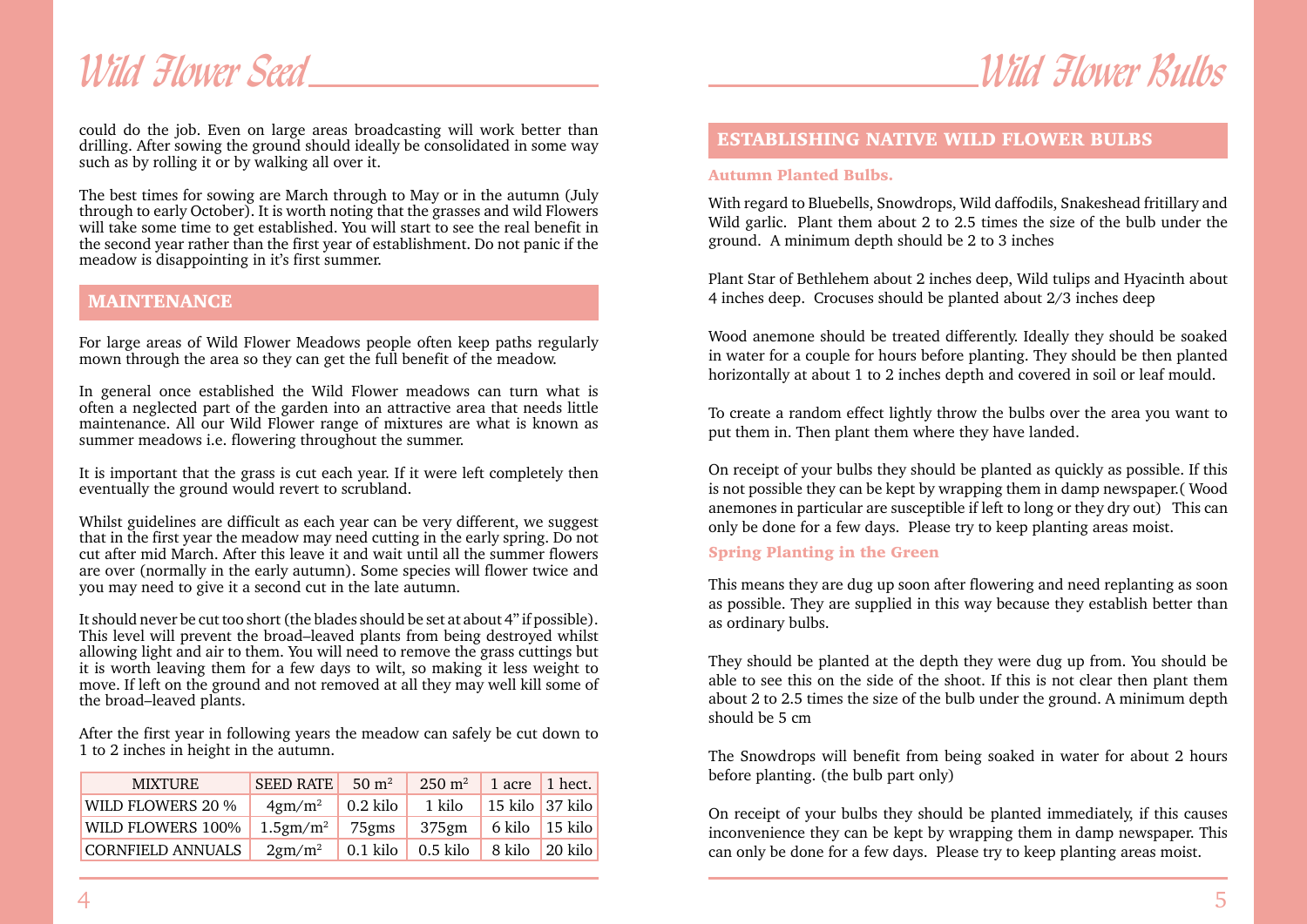# Wild Flower Seed

could do the job. Even on large areas broadcasting will work better than drilling. After sowing the ground should ideally be consolidated in some way such as by rolling it or by walking all over it.

The best times for sowing are March through to May or in the autumn (July through to early October). It is worth noting that the grasses and wild Flowers will take some time to get established. You will start to see the real benefit in the second year rather than the first year of establishment. Do not panic if the meadow is disappointing in it's first summer.

## MAINTENANCE

For large areas of Wild Flower Meadows people often keep paths regularly mown through the area so they can get the full benefit of the meadow.

In general once established the Wild Flower meadows can turn what is often a neglected part of the garden into an attractive area that needs little maintenance. All our Wild Flower range of mixtures are what is known as summer meadows i.e. flowering throughout the summer.

It is important that the grass is cut each year. If it were left completely then eventually the ground would revert to scrubland.

Whilst guidelines are difficult as each year can be very different, we suggest that in the first year the meadow may need cutting in the early spring. Do not cut after mid March. After this leave it and wait until all the summer flowers are over (normally in the early autumn). Some species will flower twice and you may need to give it a second cut in the late autumn.

It should never be cut too short (the blades should be set at about 4" if possible). This level will prevent the broad–leaved plants from being destroyed whilst allowing light and air to them. You will need to remove the grass cuttings but it is worth leaving them for a few days to wilt, so making it less weight to move. If left on the ground and not removed at all they may well kill some of the broad–leaved plants.

After the first year in following years the meadow can safely be cut down to 1 to 2 inches in height in the autumn.

| MIXTURE | SEED RATE | 50 $m^2$ | 250 $m^2$ | 1 acre | 1 hect. |
|---|---|---|---|---|---|
| WILD FLOWERS 20 % | 4gm/$m^2$ | 0.2 kilo | 1 kilo | 15 kilo | 37 kilo |
| WILD FLOWERS 100% | 1.5gm/$m^2$ | 75gms | 375gm | 6 kilo | 15 kilo |
| CORNFIELD ANNUALS | 2gm/$m^2$ | 0.1 kilo | 0.5 kilo | 8 kilo | 20 kilo |

# Wild Flower Bulbs

## ESTABLISHING NATIVE WILD FLOWER BULBS

### Autumn Planted Bulbs.

With regard to Bluebells, Snowdrops, Wild daffodils, Snakeshead fritillary and Wild garlic. Plant them about 2 to 2.5 times the size of the bulb under the ground. A minimum depth should be 2 to 3 inches

Plant Star of Bethlehem about 2 inches deep, Wild tulips and Hyacinth about 4 inches deep. Crocuses should be planted about 2/3 inches deep

Wood anemone should be treated differently. Ideally they should be soaked in water for a couple for hours before planting. They should be then planted horizontally at about 1 to 2 inches depth and covered in soil or leaf mould.

To create a random effect lightly throw the bulbs over the area you want to put them in. Then plant them where they have landed.

On receipt of your bulbs they should be planted as quickly as possible. If this is not possible they can be kept by wrapping them in damp newspaper.( Wood anemones in particular are susceptible if left to long or they dry out) This can only be done for a few days. Please try to keep planting areas moist.

### Spring Planting in the Green

This means they are dug up soon after flowering and need replanting as soon as possible. They are supplied in this way because they establish better than as ordinary bulbs.

They should be planted at the depth they were dug up from. You should be able to see this on the side of the shoot. If this is not clear then plant them about 2 to 2.5 times the size of the bulb under the ground. A minimum depth should be 5 cm

The Snowdrops will benefit from being soaked in water for about 2 hours before planting. (the bulb part only)

On receipt of your bulbs they should be planted immediately, if this causes inconvenience they can be kept by wrapping them in damp newspaper. This can only be done for a few days. Please try to keep planting areas moist.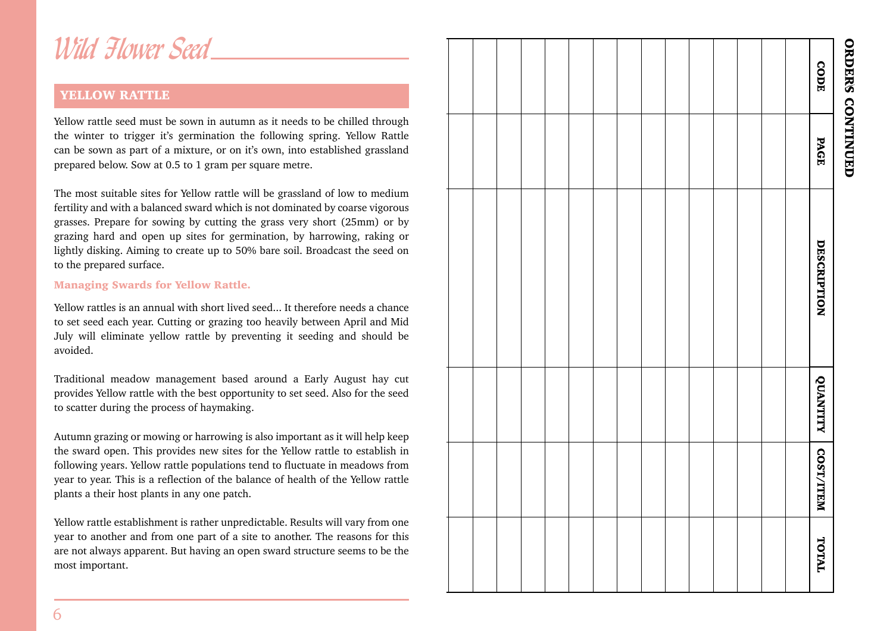# Wild Flower Seed

## YELLOW RATTLE

Yellow rattle seed must be sown in autumn as it needs to be chilled through the winter to trigger it's germination the following spring. Yellow Rattle can be sown as part of a mixture, or on it's own, into established grassland prepared below. Sow at 0.5 to 1 gram per square metre.

The most suitable sites for Yellow rattle will be grassland of low to medium fertility and with a balanced sward which is not dominated by coarse vigorous grasses. Prepare for sowing by cutting the grass very short (25mm) or by grazing hard and open up sites for germination, by harrowing, raking or lightly disking. Aiming to create up to 50% bare soil. Broadcast the seed on to the prepared surface.

### Managing Swards for Yellow Rattle.

Yellow rattles is an annual with short lived seed... It therefore needs a chance to set seed each year. Cutting or grazing too heavily between April and Mid July will eliminate yellow rattle by preventing it seeding and should be avoided.

Traditional meadow management based around a Early August hay cut provides Yellow rattle with the best opportunity to set seed. Also for the seed to scatter during the process of haymaking.

Autumn grazing or mowing or harrowing is also important as it will help keep the sward open. This provides new sites for the Yellow rattle to establish in following years. Yellow rattle populations tend to fluctuate in meadows from year to year. This is a reflection of the balance of health of the Yellow rattle plants a their host plants in any one patch.

Yellow rattle establishment is rather unpredictable. Results will vary from one year to another and from one part of a site to another. The reasons for this are not always apparent. But having an open sward structure seems to be the most important.

## ORDERS CONTINUED

| CODE | PAGE | DESCRIPTION | QUANTITY | COST/ITEM | TOTAL |
|---|---|---|---|---|---|
| | | | | | |
| | | | | | |
| | | | | | |
| | | | | | |
| | | | | | |
| | | | | | |
| | | | | | |
| | | | | | |
| | | | | | |
| | | | | | |
| | | | | | |
| | | | | | |
| | | | | | |
| | | | | | |
| | | | | | |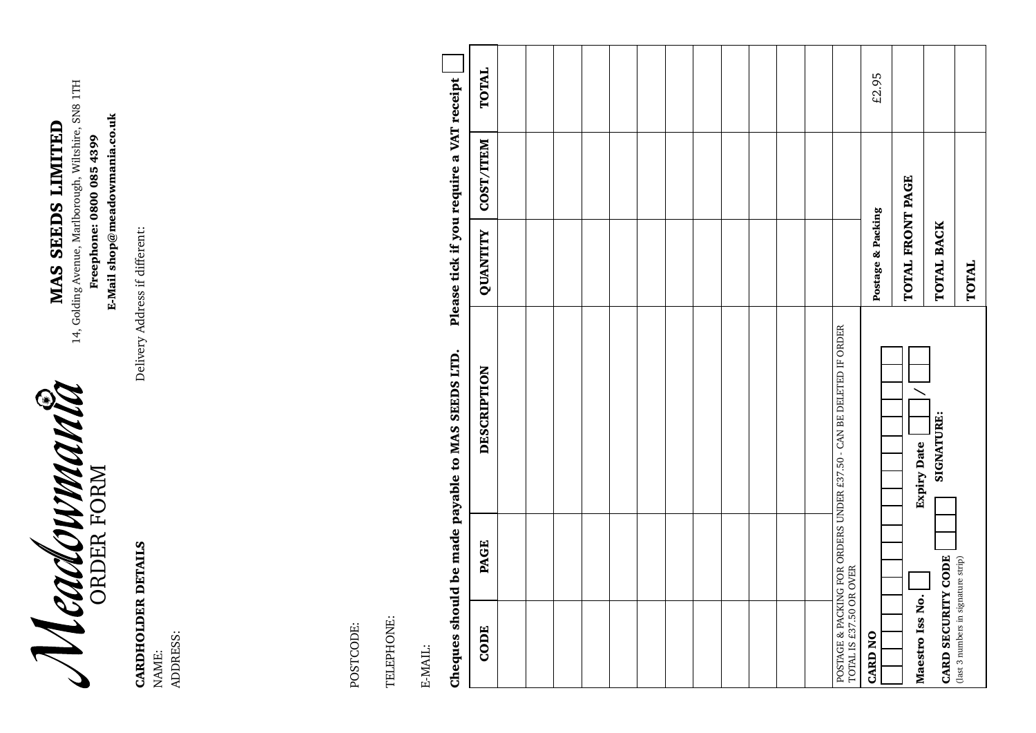# Meadowmania
## ORDER FORM

**MAS SEEDS LIMITED**
14, Golding Avenue, Marlborough, Wiltshire, SN8 1TH
**Freephone: 0800 085 4399**
**E-Mail shop@meadowmania.co.uk**

**CARDHOLDER DETAILS**

NAME:

ADDRESS:

Delivery Address if different:

POSTCODE:

TELEPHONE:

E-MAIL:

**Cheques should be made payable to MAS SEEDS LTD.** **Please tick if you require a VAT receipt** ☐

| CODE | PAGE | DESCRIPTION | QUANTITY | COST/ITEM | TOTAL |
|---|---|---|---|---|---|
| | | | | | |
| | | | | | |
| | | | | | |
| | | | | | |
| | | | | | |
| | | | | | |
| | | | | | |
| | | | | | |
| | | | | | |
| | | | | | |
| | | | | | |
| | | | | | |
| POSTAGE & PACKING FOR ORDERS UNDER £37.50 - CAN BE DELETED IF ORDER TOTAL IS £37.50 OR OVER | | | | | |
| **CARD NO** | | | **Postage & Packing** | | £2.95 |
| **Maestro Iss No.** | | **Expiry Date** / | **TOTAL FRONT PAGE** | | |
| **CARD SECURITY CODE** (last 3 numbers in signature strip) | | **SIGNATURE:** | **TOTAL BACK** | | |
| | | | **TOTAL** | | |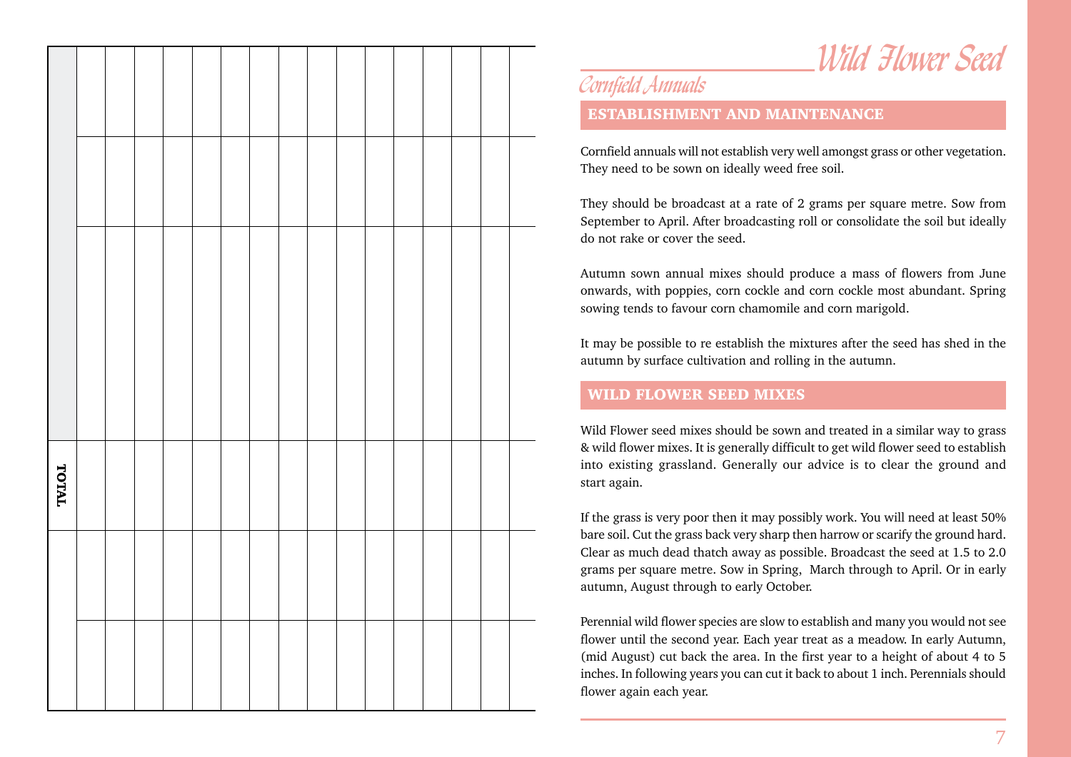| | | | | | |
|---|---|---|---|---|---|
| | | | | | |
| | | | | | |
| | | | | | |
| | | | | | |
| | | | | | |
| | | | | | |
| | | | | | |
| | | | | | |
| | | | | | |
| | | | | | |
| | | | | | |
| | | | | | |
| | | | | | |
| | | | | | |
| | | | | | |
| | | | | | |
| | | | **TOTAL** | | |

# *Wild Flower Seed*

## *Cornfield Annuals*

### ESTABLISHMENT AND MAINTENANCE

Cornfield annuals will not establish very well amongst grass or other vegetation. They need to be sown on ideally weed free soil.

They should be broadcast at a rate of 2 grams per square metre. Sow from September to April. After broadcasting roll or consolidate the soil but ideally do not rake or cover the seed.

Autumn sown annual mixes should produce a mass of flowers from June onwards, with poppies, corn cockle and corn cockle most abundant. Spring sowing tends to favour corn chamomile and corn marigold.

It may be possible to re establish the mixtures after the seed has shed in the autumn by surface cultivation and rolling in the autumn.

### WILD FLOWER SEED MIXES

Wild Flower seed mixes should be sown and treated in a similar way to grass & wild flower mixes. It is generally difficult to get wild flower seed to establish into existing grassland. Generally our advice is to clear the ground and start again.

If the grass is very poor then it may possibly work. You will need at least 50% bare soil. Cut the grass back very sharp then harrow or scarify the ground hard. Clear as much dead thatch away as possible. Broadcast the seed at 1.5 to 2.0 grams per square metre. Sow in Spring, March through to April. Or in early autumn, August through to early October.

Perennial wild flower species are slow to establish and many you would not see flower until the second year. Each year treat as a meadow. In early Autumn, (mid August) cut back the area. In the first year to a height of about 4 to 5 inches. In following years you can cut it back to about 1 inch. Perennials should flower again each year.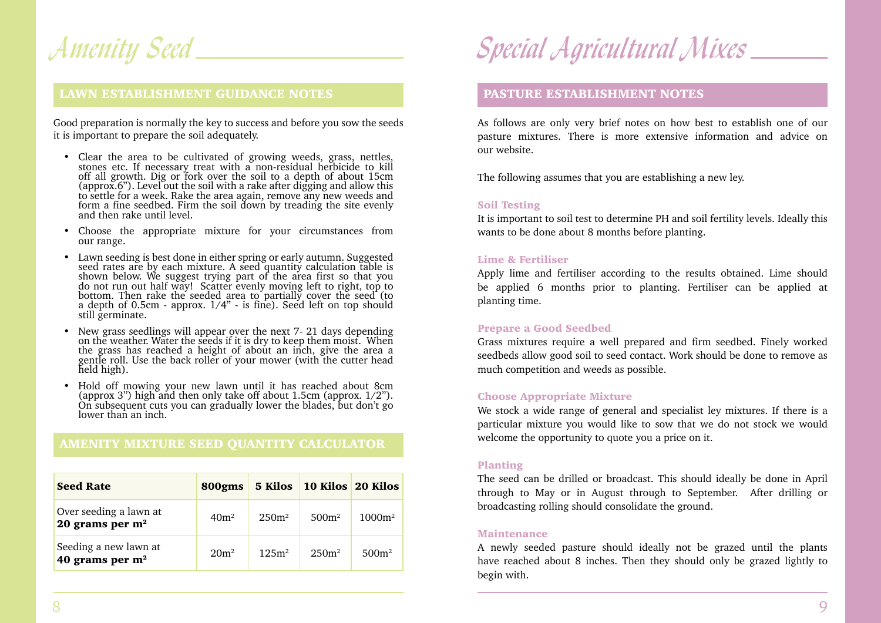# Amenity Seed

## LAWN ESTABLISHMENT GUIDANCE NOTES

Good preparation is normally the key to success and before you sow the seeds it is important to prepare the soil adequately.

- Clear the area to be cultivated of growing weeds, grass, nettles, stones etc. If necessary treat with a non-residual herbicide to kill off all growth. Dig or fork over the soil to a depth of about 15cm (approx.6"). Level out the soil with a rake after digging and allow this to settle for a week. Rake the area again, remove any new weeds and form a fine seedbed. Firm the soil down by treading the site evenly and then rake until level.
- Choose the appropriate mixture for your circumstances from our range.
- Lawn seeding is best done in either spring or early autumn. Suggested seed rates are by each mixture. A seed quantity calculation table is shown below. We suggest trying part of the area first so that you do not run out half way! Scatter evenly moving left to right, top to bottom. Then rake the seeded area to partially cover the seed (to a depth of 0.5cm - approx. 1/4" - is fine). Seed left on top should still germinate.
- New grass seedlings will appear over the next 7- 21 days depending on the weather. Water the seeds if it is dry to keep them moist. When the grass has reached a height of about an inch, give the area a gentle roll. Use the back roller of your mower (with the cutter head held high).
- Hold off mowing your new lawn until it has reached about 8cm (approx 3") high and then only take off about 1.5cm (approx. 1/2"). On subsequent cuts you can gradually lower the blades, but don't go lower than an inch.

## AMENITY MIXTURE SEED QUANTITY CALCULATOR

| Seed Rate | 800gms | 5 Kilos | 10 Kilos | 20 Kilos |
|---|---|---|---|---|
| Over seeding a lawn at **20 grams per $m^2$** | $40m^2$ | $250m^2$ | $500m^2$ | $1000m^2$ |
| Seeding a new lawn at **40 grams per $m^2$** | $20m^2$ | $125m^2$ | $250m^2$ | $500m^2$ |

# Special Agricultural Mixes

## PASTURE ESTABLISHMENT NOTES

As follows are only very brief notes on how best to establish one of our pasture mixtures. There is more extensive information and advice on our website.

The following assumes that you are establishing a new ley.

### Soil Testing

It is important to soil test to determine PH and soil fertility levels. Ideally this wants to be done about 8 months before planting.

### Lime & Fertiliser

Apply lime and fertiliser according to the results obtained. Lime should be applied 6 months prior to planting. Fertiliser can be applied at planting time.

### Prepare a Good Seedbed

Grass mixtures require a well prepared and firm seedbed. Finely worked seedbeds allow good soil to seed contact. Work should be done to remove as much competition and weeds as possible.

### Choose Appropriate Mixture

We stock a wide range of general and specialist ley mixtures. If there is a particular mixture you would like to sow that we do not stock we would welcome the opportunity to quote you a price on it.

### Planting

The seed can be drilled or broadcast. This should ideally be done in April through to May or in August through to September. After drilling or broadcasting rolling should consolidate the ground.

### Maintenance

A newly seeded pasture should ideally not be grazed until the plants have reached about 8 inches. Then they should only be grazed lightly to begin with.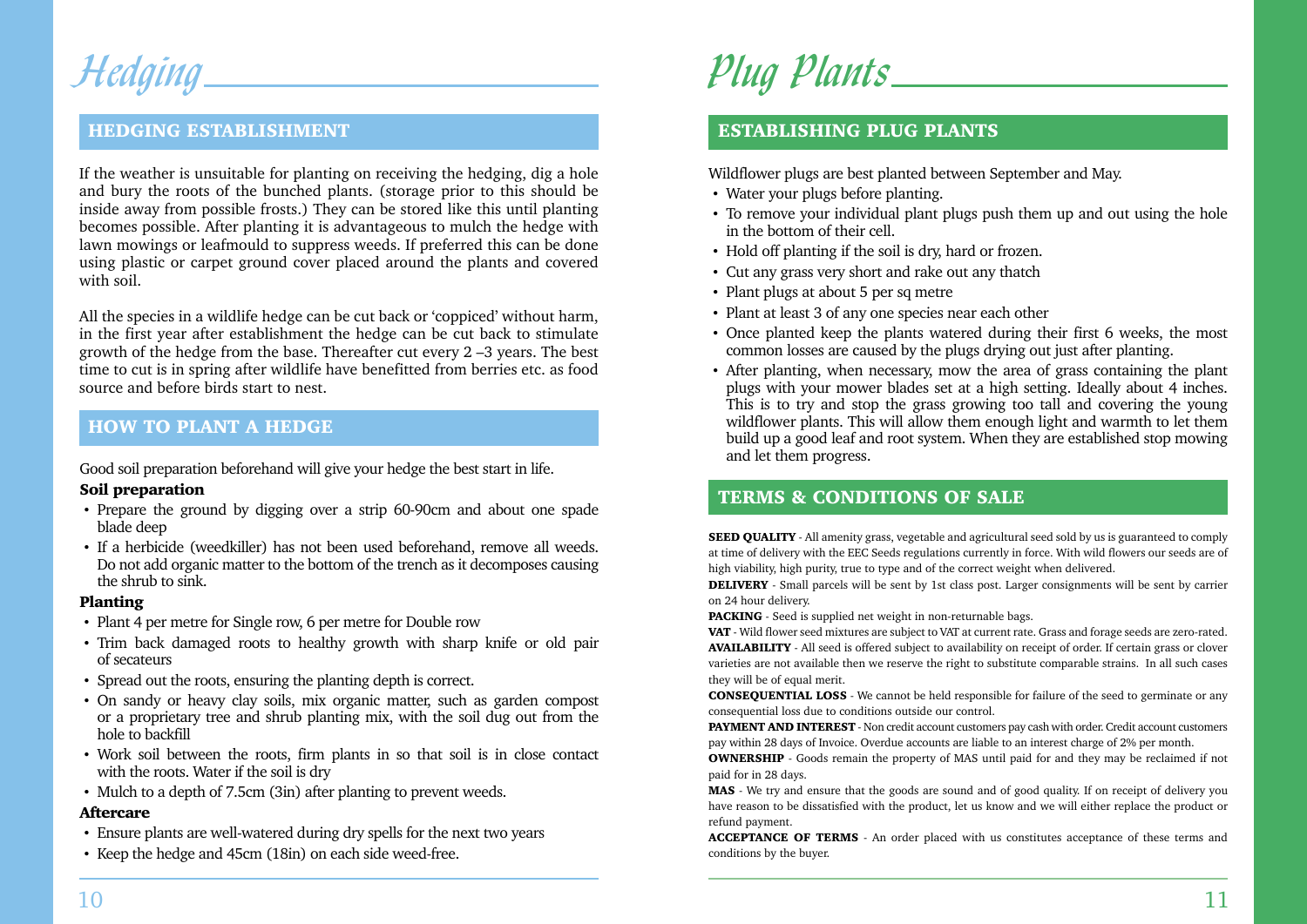# Hedging

## HEDGING ESTABLISHMENT

If the weather is unsuitable for planting on receiving the hedging, dig a hole and bury the roots of the bunched plants. (storage prior to this should be inside away from possible frosts.) They can be stored like this until planting becomes possible. After planting it is advantageous to mulch the hedge with lawn mowings or leafmould to suppress weeds. If preferred this can be done using plastic or carpet ground cover placed around the plants and covered with soil.

All the species in a wildlife hedge can be cut back or 'coppiced' without harm, in the first year after establishment the hedge can be cut back to stimulate growth of the hedge from the base. Thereafter cut every 2 –3 years. The best time to cut is in spring after wildlife have benefitted from berries etc. as food source and before birds start to nest.

## HOW TO PLANT A HEDGE

Good soil preparation beforehand will give your hedge the best start in life.

### Soil preparation

- Prepare the ground by digging over a strip 60-90cm and about one spade blade deep
- If a herbicide (weedkiller) has not been used beforehand, remove all weeds. Do not add organic matter to the bottom of the trench as it decomposes causing the shrub to sink.

### Planting

- Plant 4 per metre for Single row, 6 per metre for Double row
- Trim back damaged roots to healthy growth with sharp knife or old pair of secateurs
- Spread out the roots, ensuring the planting depth is correct.
- On sandy or heavy clay soils, mix organic matter, such as garden compost or a proprietary tree and shrub planting mix, with the soil dug out from the hole to backfill
- Work soil between the roots, firm plants in so that soil is in close contact with the roots. Water if the soil is dry
- Mulch to a depth of 7.5cm (3in) after planting to prevent weeds.

### Aftercare

- Ensure plants are well-watered during dry spells for the next two years
- Keep the hedge and 45cm (18in) on each side weed-free.

# Plug Plants

## ESTABLISHING PLUG PLANTS

Wildflower plugs are best planted between September and May.

- Water your plugs before planting.
- To remove your individual plant plugs push them up and out using the hole in the bottom of their cell.
- Hold off planting if the soil is dry, hard or frozen.
- Cut any grass very short and rake out any thatch
- Plant plugs at about 5 per sq metre
- Plant at least 3 of any one species near each other
- Once planted keep the plants watered during their first 6 weeks, the most common losses are caused by the plugs drying out just after planting.
- After planting, when necessary, mow the area of grass containing the plant plugs with your mower blades set at a high setting. Ideally about 4 inches. This is to try and stop the grass growing too tall and covering the young wildflower plants. This will allow them enough light and warmth to let them build up a good leaf and root system. When they are established stop mowing and let them progress.

## TERMS & CONDITIONS OF SALE

**SEED QUALITY** - All amenity grass, vegetable and agricultural seed sold by us is guaranteed to comply at time of delivery with the EEC Seeds regulations currently in force. With wild flowers our seeds are of high viability, high purity, true to type and of the correct weight when delivered.

**DELIVERY** - Small parcels will be sent by 1st class post. Larger consignments will be sent by carrier on 24 hour delivery.

**PACKING** - Seed is supplied net weight in non-returnable bags.

**VAT** - Wild flower seed mixtures are subject to VAT at current rate. Grass and forage seeds are zero-rated.

**AVAILABILITY** - All seed is offered subject to availability on receipt of order. If certain grass or clover varieties are not available then we reserve the right to substitute comparable strains. In all such cases they will be of equal merit.

**CONSEQUENTIAL LOSS** - We cannot be held responsible for failure of the seed to germinate or any consequential loss due to conditions outside our control.

**PAYMENT AND INTEREST** - Non credit account customers pay cash with order. Credit account customers pay within 28 days of Invoice. Overdue accounts are liable to an interest charge of 2% per month.

**OWNERSHIP** - Goods remain the property of MAS until paid for and they may be reclaimed if not paid for in 28 days.

**MAS** - We try and ensure that the goods are sound and of good quality. If on receipt of delivery you have reason to be dissatisfied with the product, let us know and we will either replace the product or refund payment.

**ACCEPTANCE OF TERMS** - An order placed with us constitutes acceptance of these terms and conditions by the buyer.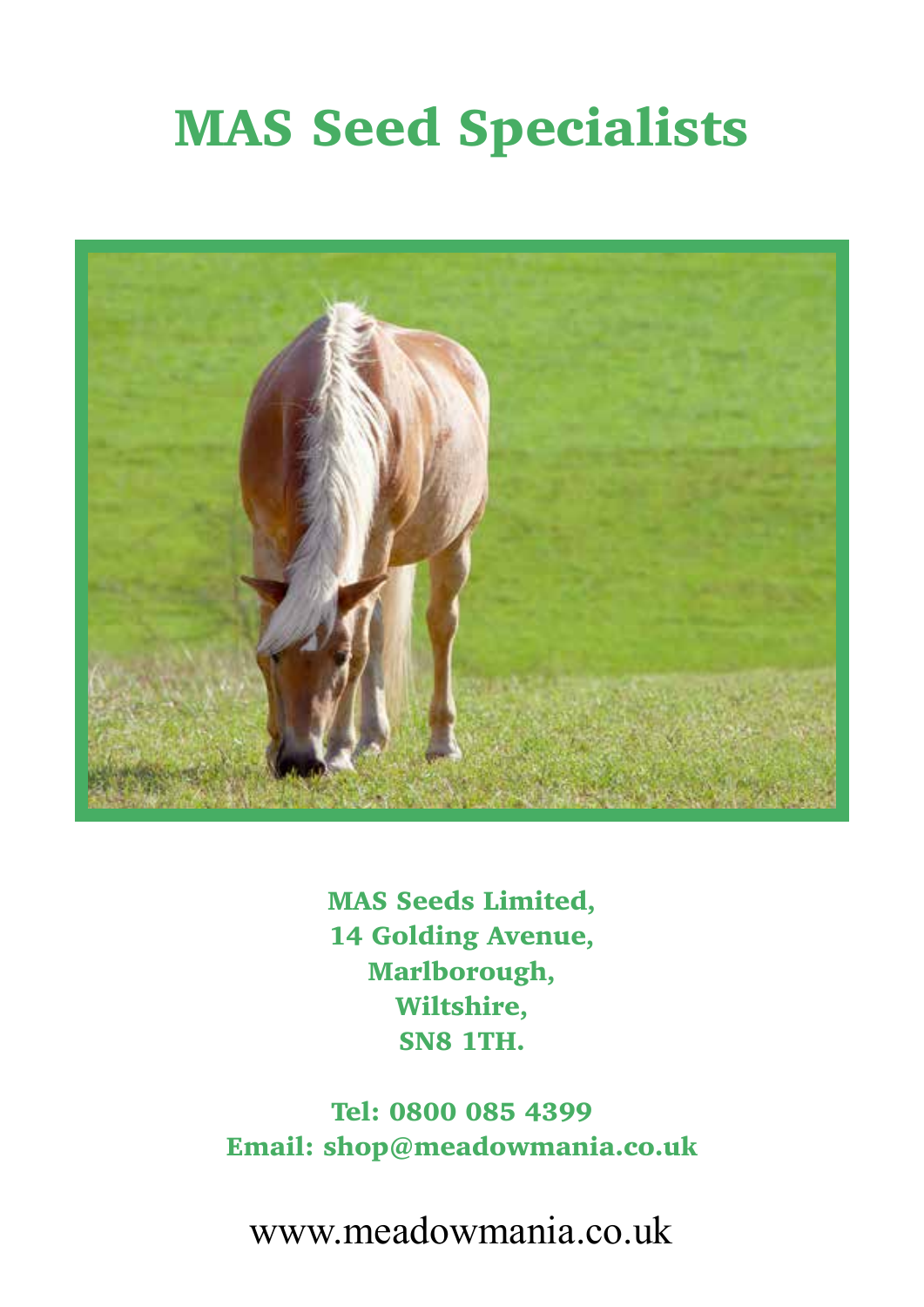# MAS Seed Specialists

**MAS Seeds Limited,**
**14 Golding Avenue,**
**Marlborough,**
**Wiltshire,**
**SN8 1TH.**

**Tel: 0800 085 4399**
**Email: shop@meadowmania.co.uk**

www.meadowmania.co.uk